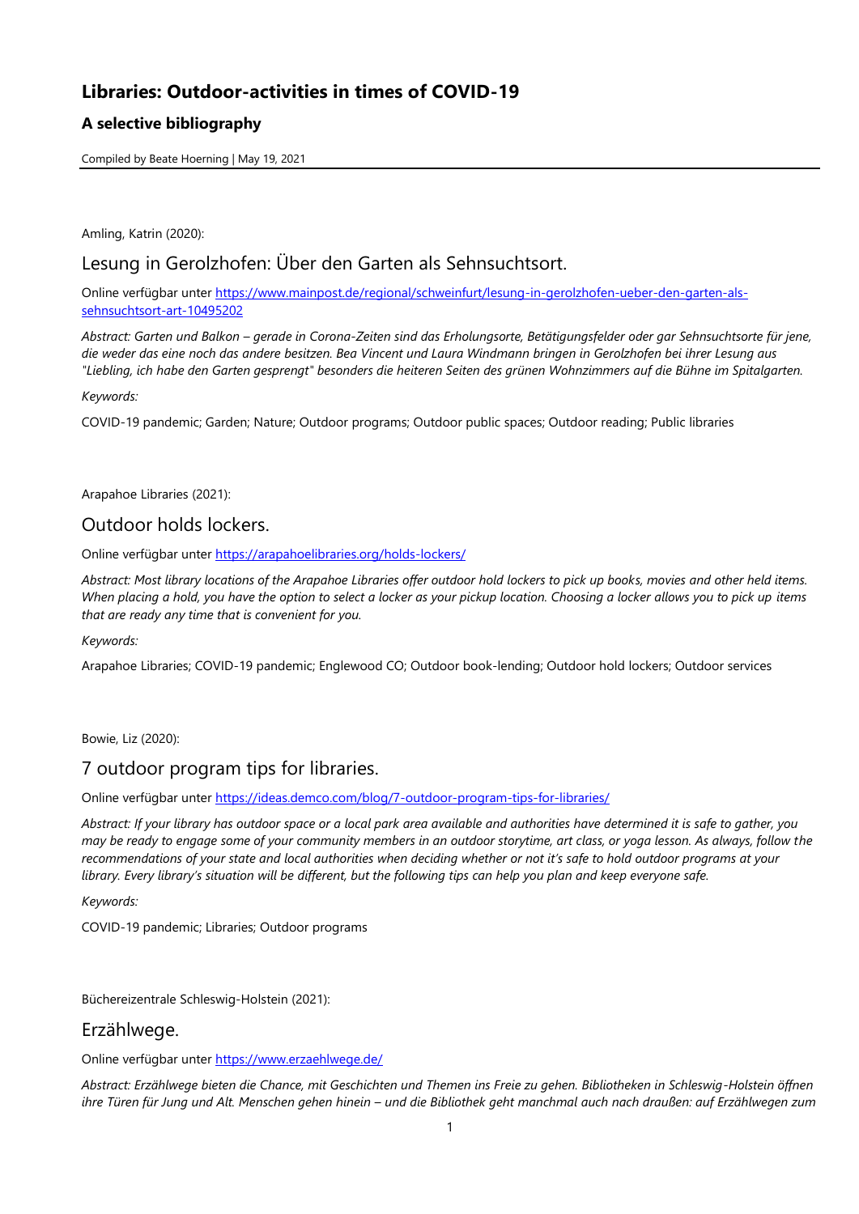# Libraries: Outdoor-activities in times of COVID-19

## A selective bibliography

Compiled by Beate Hoerning | May 19, 2021

Amling, Katrin (2020):

## Lesung in Gerolzhofen: Über den Garten als Sehnsuchtsort.

Online verfügbar unter https://www.mainpost.de/regional/schweinfurt/lesung-in-gerolzhofen-ueber-den-garten-als-sehnsuchtsort-art-10495202

*Abstract: Garten und Balkon – gerade in Corona-Zeiten sind das Erholungsorte, Betätigungsfelder oder gar Sehnsuchtsorte für jene, die weder das eine noch das andere besitzen. Bea Vincent und Laura Windmann bringen in Gerolzhofen bei ihrer Lesung aus "Liebling, ich habe den Garten gesprengt" besonders die heiteren Seiten des grünen Wohnzimmers auf die Bühne im Spitalgarten.*

*Keywords:*

COVID-19 pandemic; Garden; Nature; Outdoor programs; Outdoor public spaces; Outdoor reading; Public libraries

Arapahoe Libraries (2021):

## Outdoor holds lockers.

Online verfügbar unter https://arapahoelibraries.org/holds-lockers/

*Abstract: Most library locations of the Arapahoe Libraries offer outdoor hold lockers to pick up books, movies and other held items. When placing a hold, you have the option to select a locker as your pickup location. Choosing a locker allows you to pick up items that are ready any time that is convenient for you.*

*Keywords:*

Arapahoe Libraries; COVID-19 pandemic; Englewood CO; Outdoor book-lending; Outdoor hold lockers; Outdoor services

Bowie, Liz (2020):

## 7 outdoor program tips for libraries.

Online verfügbar unter https://ideas.demco.com/blog/7-outdoor-program-tips-for-libraries/

*Abstract: If your library has outdoor space or a local park area available and authorities have determined it is safe to gather, you may be ready to engage some of your community members in an outdoor storytime, art class, or yoga lesson. As always, follow the recommendations of your state and local authorities when deciding whether or not it's safe to hold outdoor programs at your library. Every library's situation will be different, but the following tips can help you plan and keep everyone safe.*

*Keywords:*

COVID-19 pandemic; Libraries; Outdoor programs

Büchereizentrale Schleswig-Holstein (2021):

## Erzählwege.

Online verfügbar unter https://www.erzaehlwege.de/

*Abstract: Erzählwege bieten die Chance, mit Geschichten und Themen ins Freie zu gehen. Bibliotheken in Schleswig-Holstein öffnen ihre Türen für Jung und Alt. Menschen gehen hinein – und die Bibliothek geht manchmal auch nach draußen: auf Erzählwegen zum*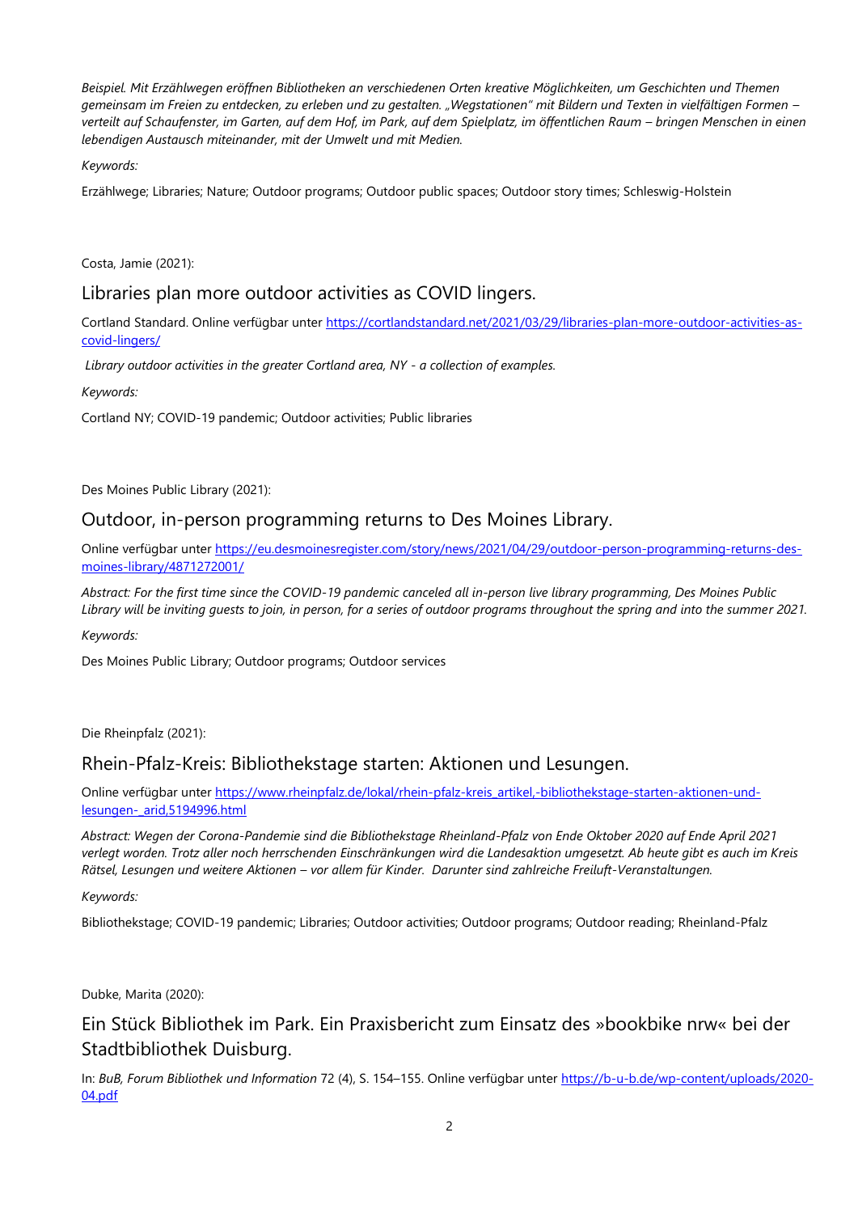*Beispiel. Mit Erzählwegen eröffnen Bibliotheken an verschiedenen Orten kreative Möglichkeiten, um Geschichten und Themen gemeinsam im Freien zu entdecken, zu erleben und zu gestalten. „Wegstationen" mit Bildern und Texten in vielfältigen Formen – verteilt auf Schaufenster, im Garten, auf dem Hof, im Park, auf dem Spielplatz, im öffentlichen Raum – bringen Menschen in einen lebendigen Austausch miteinander, mit der Umwelt und mit Medien.*

*Keywords:*

Erzählwege; Libraries; Nature; Outdoor programs; Outdoor public spaces; Outdoor story times; Schleswig-Holstein

Costa, Jamie (2021):

## Libraries plan more outdoor activities as COVID lingers.

Cortland Standard. Online verfügbar unter https://cortlandstandard.net/2021/03/29/libraries-plan-more-outdoor-activities-as-covid-lingers/

*Library outdoor activities in the greater Cortland area, NY - a collection of examples.*

*Keywords:*

Cortland NY; COVID-19 pandemic; Outdoor activities; Public libraries

Des Moines Public Library (2021):

## Outdoor, in-person programming returns to Des Moines Library.

Online verfügbar unter https://eu.desmoinesregister.com/story/news/2021/04/29/outdoor-person-programming-returns-des-moines-library/4871272001/

*Abstract: For the first time since the COVID-19 pandemic canceled all in-person live library programming, Des Moines Public Library will be inviting guests to join, in person, for a series of outdoor programs throughout the spring and into the summer 2021.*

*Keywords:*

Des Moines Public Library; Outdoor programs; Outdoor services

Die Rheinpfalz (2021):

## Rhein-Pfalz-Kreis: Bibliothekstage starten: Aktionen und Lesungen.

Online verfügbar unter https://www.rheinpfalz.de/lokal/rhein-pfalz-kreis_artikel,-bibliothekstage-starten-aktionen-und-lesungen-_arid,5194996.html

*Abstract: Wegen der Corona-Pandemie sind die Bibliothekstage Rheinland-Pfalz von Ende Oktober 2020 auf Ende April 2021 verlegt worden. Trotz aller noch herrschenden Einschränkungen wird die Landesaktion umgesetzt. Ab heute gibt es auch im Kreis Rätsel, Lesungen und weitere Aktionen – vor allem für Kinder. Darunter sind zahlreiche Freiluft-Veranstaltungen.*

*Keywords:*

Bibliothekstage; COVID-19 pandemic; Libraries; Outdoor activities; Outdoor programs; Outdoor reading; Rheinland-Pfalz

Dubke, Marita (2020):

## Ein Stück Bibliothek im Park. Ein Praxisbericht zum Einsatz des »bookbike nrw« bei der Stadtbibliothek Duisburg.

In: *BuB, Forum Bibliothek und Information* 72 (4), S. 154–155. Online verfügbar unter https://b-u-b.de/wp-content/uploads/2020-04.pdf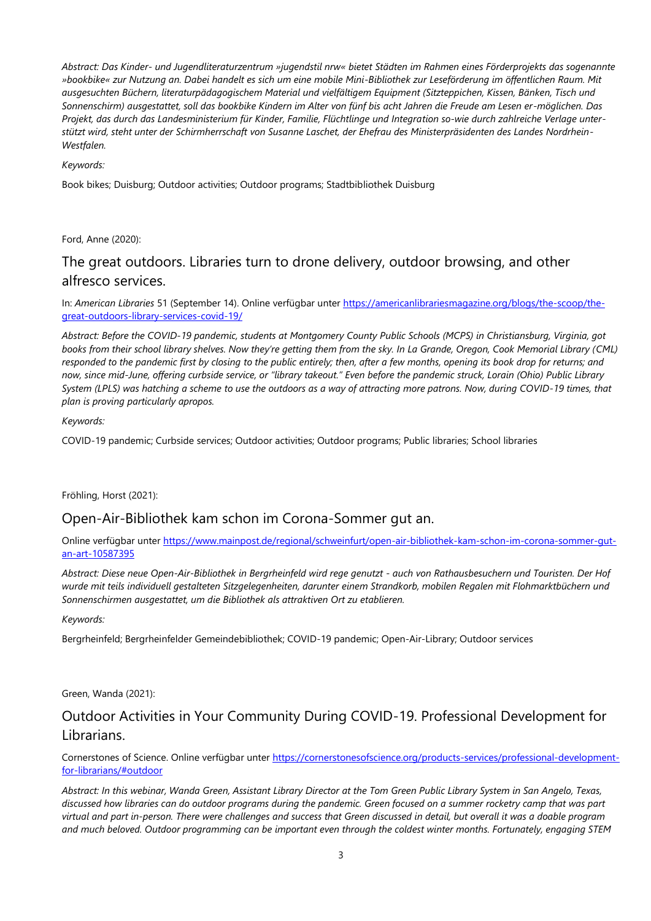*Abstract: Das Kinder- und Jugendliteraturzentrum »jugendstil nrw« bietet Städten im Rahmen eines Förderprojekts das sogenannte »bookbike« zur Nutzung an. Dabei handelt es sich um eine mobile Mini-Bibliothek zur Leseförderung im öffentlichen Raum. Mit ausgesuchten Büchern, literaturpädagogischem Material und vielfältigem Equipment (Sitzteppichen, Kissen, Bänken, Tisch und Sonnenschirm) ausgestattet, soll das bookbike Kindern im Alter von fünf bis acht Jahren die Freude am Lesen er-möglichen. Das Projekt, das durch das Landesministerium für Kinder, Familie, Flüchtlinge und Integration so-wie durch zahlreiche Verlage unter-stützt wird, steht unter der Schirmherrschaft von Susanne Laschet, der Ehefrau des Ministerpräsidenten des Landes Nordrhein-Westfalen.*

*Keywords:*

Book bikes; Duisburg; Outdoor activities; Outdoor programs; Stadtbibliothek Duisburg

Ford, Anne (2020):

## The great outdoors. Libraries turn to drone delivery, outdoor browsing, and other alfresco services.

In: *American Libraries* 51 (September 14). Online verfügbar unter https://americanlibrariesmagazine.org/blogs/the-scoop/the-great-outdoors-library-services-covid-19/

*Abstract: Before the COVID-19 pandemic, students at Montgomery County Public Schools (MCPS) in Christiansburg, Virginia, got books from their school library shelves. Now they're getting them from the sky. In La Grande, Oregon, Cook Memorial Library (CML) responded to the pandemic first by closing to the public entirely; then, after a few months, opening its book drop for returns; and now, since mid-June, offering curbside service, or "library takeout." Even before the pandemic struck, Lorain (Ohio) Public Library System (LPLS) was hatching a scheme to use the outdoors as a way of attracting more patrons. Now, during COVID-19 times, that plan is proving particularly apropos.*

*Keywords:*

COVID-19 pandemic; Curbside services; Outdoor activities; Outdoor programs; Public libraries; School libraries

Fröhling, Horst (2021):

## Open-Air-Bibliothek kam schon im Corona-Sommer gut an.

Online verfügbar unter https://www.mainpost.de/regional/schweinfurt/open-air-bibliothek-kam-schon-im-corona-sommer-gut-an-art-10587395

*Abstract: Diese neue Open-Air-Bibliothek in Bergrheinfeld wird rege genutzt - auch von Rathausbesuchern und Touristen. Der Hof wurde mit teils individuell gestalteten Sitzgelegenheiten, darunter einem Strandkorb, mobilen Regalen mit Flohmarktbüchern und Sonnenschirmen ausgestattet, um die Bibliothek als attraktiven Ort zu etablieren.*

*Keywords:*

Bergrheinfeld; Bergrheinfelder Gemeindebibliothek; COVID-19 pandemic; Open-Air-Library; Outdoor services

Green, Wanda (2021):

## Outdoor Activities in Your Community During COVID-19. Professional Development for Librarians.

Cornerstones of Science. Online verfügbar unter https://cornerstonesofscience.org/products-services/professional-development-for-librarians/#outdoor

*Abstract: In this webinar, Wanda Green, Assistant Library Director at the Tom Green Public Library System in San Angelo, Texas, discussed how libraries can do outdoor programs during the pandemic. Green focused on a summer rocketry camp that was part virtual and part in-person. There were challenges and success that Green discussed in detail, but overall it was a doable program and much beloved. Outdoor programming can be important even through the coldest winter months. Fortunately, engaging STEM*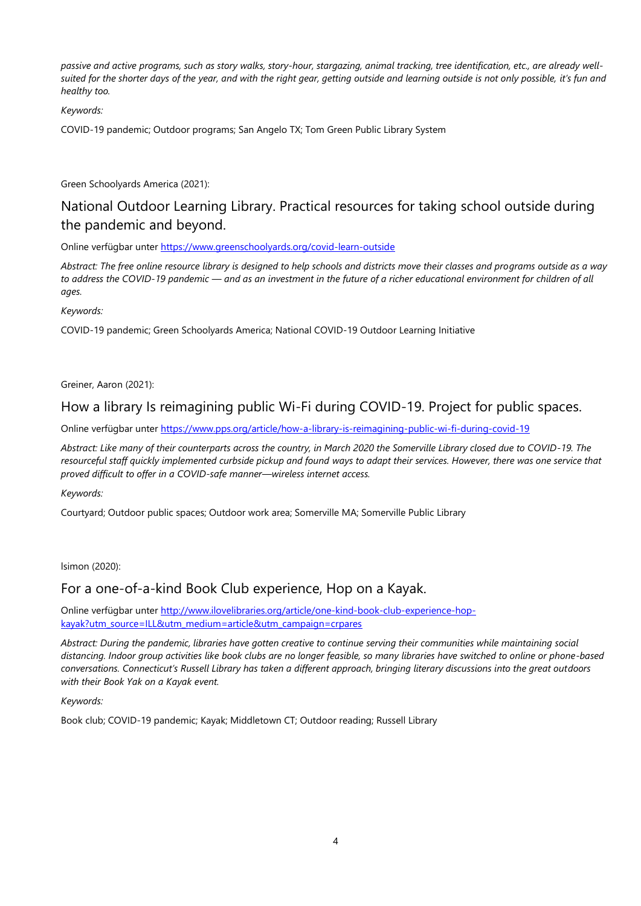*passive and active programs, such as story walks, story-hour, stargazing, animal tracking, tree identification, etc., are already well-suited for the shorter days of the year, and with the right gear, getting outside and learning outside is not only possible, it's fun and healthy too.*

*Keywords:*

COVID-19 pandemic; Outdoor programs; San Angelo TX; Tom Green Public Library System

Green Schoolyards America (2021):

## National Outdoor Learning Library. Practical resources for taking school outside during the pandemic and beyond.

Online verfügbar unter [https://www.greenschoolyards.org/covid-learn-outside](https://www.greenschoolyards.org/covid-learn-outside)

*Abstract: The free online resource library is designed to help schools and districts move their classes and programs outside as a way to address the COVID-19 pandemic — and as an investment in the future of a richer educational environment for children of all ages.*

*Keywords:*

COVID-19 pandemic; Green Schoolyards America; National COVID-19 Outdoor Learning Initiative

Greiner, Aaron (2021):

## How a library Is reimagining public Wi-Fi during COVID-19. Project for public spaces.

Online verfügbar unter [https://www.pps.org/article/how-a-library-is-reimagining-public-wi-fi-during-covid-19](https://www.pps.org/article/how-a-library-is-reimagining-public-wi-fi-during-covid-19)

*Abstract: Like many of their counterparts across the country, in March 2020 the Somerville Library closed due to COVID-19. The resourceful staff quickly implemented curbside pickup and found ways to adapt their services. However, there was one service that proved difficult to offer in a COVID-safe manner—wireless internet access.*

*Keywords:*

Courtyard; Outdoor public spaces; Outdoor work area; Somerville MA; Somerville Public Library

lsimon (2020):

## For a one-of-a-kind Book Club experience, Hop on a Kayak.

Online verfügbar unter [http://www.ilovelibraries.org/article/one-kind-book-club-experience-hop-kayak?utm_source=ILL&utm_medium=article&utm_campaign=crpares](http://www.ilovelibraries.org/article/one-kind-book-club-experience-hop-kayak?utm_source=ILL&utm_medium=article&utm_campaign=crpares)

*Abstract: During the pandemic, libraries have gotten creative to continue serving their communities while maintaining social distancing. Indoor group activities like book clubs are no longer feasible, so many libraries have switched to online or phone-based conversations. Connecticut's Russell Library has taken a different approach, bringing literary discussions into the great outdoors with their Book Yak on a Kayak event.*

*Keywords:*

Book club; COVID-19 pandemic; Kayak; Middletown CT; Outdoor reading; Russell Library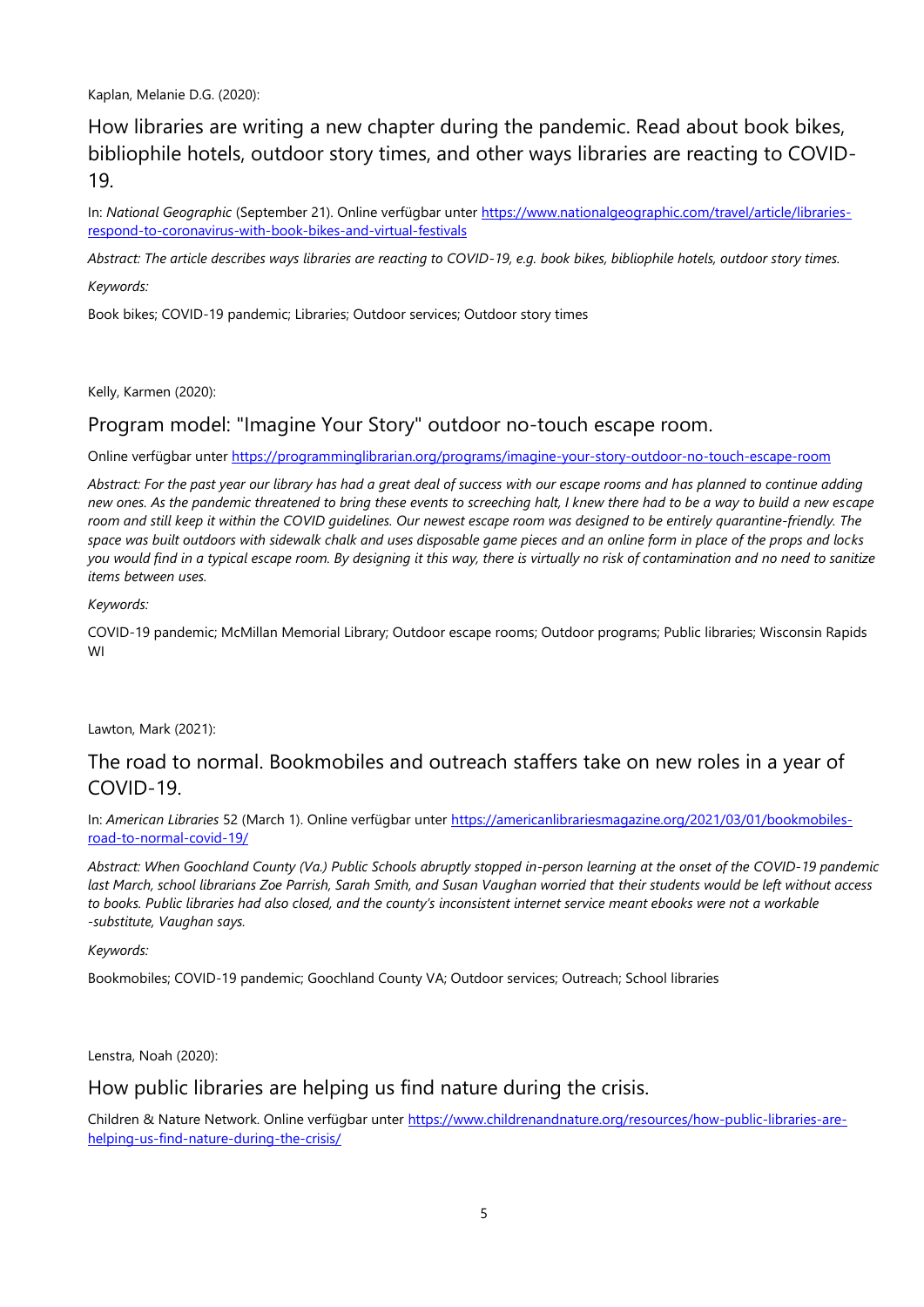Kaplan, Melanie D.G. (2020):

## How libraries are writing a new chapter during the pandemic. Read about book bikes, bibliophile hotels, outdoor story times, and other ways libraries are reacting to COVID-19.

In: *National Geographic* (September 21). Online verfügbar unter [https://www.nationalgeographic.com/travel/article/libraries-respond-to-coronavirus-with-book-bikes-and-virtual-festivals](https://www.nationalgeographic.com/travel/article/libraries-respond-to-coronavirus-with-book-bikes-and-virtual-festivals)

*Abstract: The article describes ways libraries are reacting to COVID-19, e.g. book bikes, bibliophile hotels, outdoor story times.*

*Keywords:*

Book bikes; COVID-19 pandemic; Libraries; Outdoor services; Outdoor story times

Kelly, Karmen (2020):

## Program model: "Imagine Your Story" outdoor no-touch escape room.

Online verfügbar unter [https://programminglibrarian.org/programs/imagine-your-story-outdoor-no-touch-escape-room](https://programminglibrarian.org/programs/imagine-your-story-outdoor-no-touch-escape-room)

*Abstract: For the past year our library has had a great deal of success with our escape rooms and has planned to continue adding new ones. As the pandemic threatened to bring these events to screeching halt, I knew there had to be a way to build a new escape room and still keep it within the COVID guidelines. Our newest escape room was designed to be entirely quarantine-friendly. The space was built outdoors with sidewalk chalk and uses disposable game pieces and an online form in place of the props and locks you would find in a typical escape room. By designing it this way, there is virtually no risk of contamination and no need to sanitize items between uses.*

*Keywords:*

COVID-19 pandemic; McMillan Memorial Library; Outdoor escape rooms; Outdoor programs; Public libraries; Wisconsin Rapids WI

Lawton, Mark (2021):

## The road to normal. Bookmobiles and outreach staffers take on new roles in a year of COVID-19.

In: *American Libraries* 52 (March 1). Online verfügbar unter [https://americanlibrariesmagazine.org/2021/03/01/bookmobiles-road-to-normal-covid-19/](https://americanlibrariesmagazine.org/2021/03/01/bookmobiles-road-to-normal-covid-19/)

*Abstract: When Goochland County (Va.) Public Schools abruptly stopped in-person learning at the onset of the COVID-19 pandemic last March, school librarians Zoe Parrish, Sarah Smith, and Susan Vaughan worried that their students would be left without access to books. Public libraries had also closed, and the county's inconsistent internet service meant ebooks were not a workable -substitute, Vaughan says.*

*Keywords:*

Bookmobiles; COVID-19 pandemic; Goochland County VA; Outdoor services; Outreach; School libraries

Lenstra, Noah (2020):

## How public libraries are helping us find nature during the crisis.

Children & Nature Network. Online verfügbar unter [https://www.childrenandnature.org/resources/how-public-libraries-are-helping-us-find-nature-during-the-crisis/](https://www.childrenandnature.org/resources/how-public-libraries-are-helping-us-find-nature-during-the-crisis/)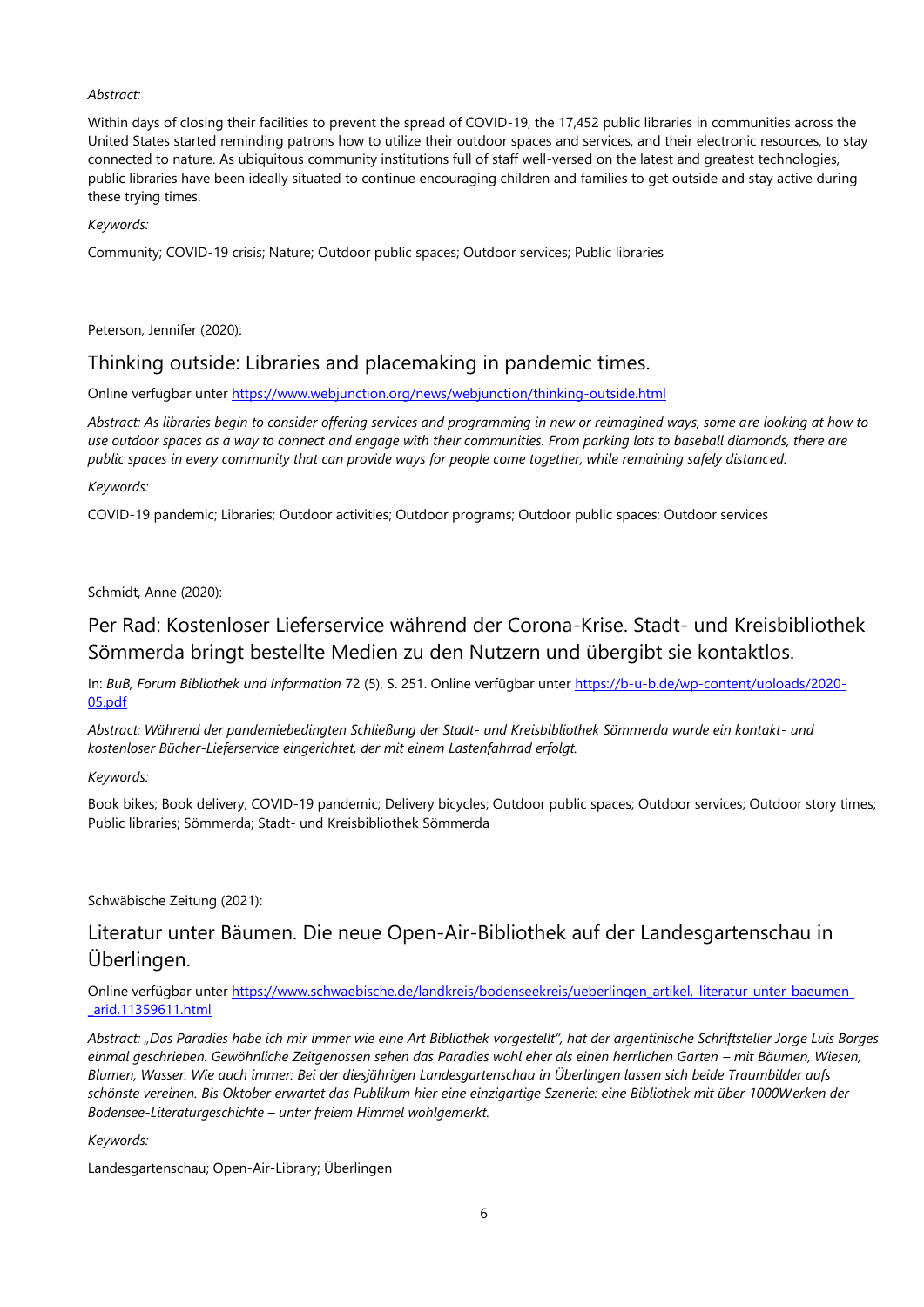*Abstract:*

Within days of closing their facilities to prevent the spread of COVID-19, the 17,452 public libraries in communities across the United States started reminding patrons how to utilize their outdoor spaces and services, and their electronic resources, to stay connected to nature. As ubiquitous community institutions full of staff well-versed on the latest and greatest technologies, public libraries have been ideally situated to continue encouraging children and families to get outside and stay active during these trying times.

*Keywords:*

Community; COVID-19 crisis; Nature; Outdoor public spaces; Outdoor services; Public libraries

Peterson, Jennifer (2020):

## Thinking outside: Libraries and placemaking in pandemic times.

Online verfügbar unter https://www.webjunction.org/news/webjunction/thinking-outside.html

*Abstract: As libraries begin to consider offering services and programming in new or reimagined ways, some are looking at how to use outdoor spaces as a way to connect and engage with their communities. From parking lots to baseball diamonds, there are public spaces in every community that can provide ways for people come together, while remaining safely distanced.*

*Keywords:*

COVID-19 pandemic; Libraries; Outdoor activities; Outdoor programs; Outdoor public spaces; Outdoor services

Schmidt, Anne (2020):

## Per Rad: Kostenloser Lieferservice während der Corona-Krise. Stadt- und Kreisbibliothek Sömmerda bringt bestellte Medien zu den Nutzern und übergibt sie kontaktlos.

In: *BuB, Forum Bibliothek und Information* 72 (5), S. 251. Online verfügbar unter https://b-u-b.de/wp-content/uploads/2020-05.pdf

*Abstract: Während der pandemiebedingten Schließung der Stadt- und Kreisbibliothek Sömmerda wurde ein kontakt- und kostenloser Bücher-Lieferservice eingerichtet, der mit einem Lastenfahrrad erfolgt.*

*Keywords:*

Book bikes; Book delivery; COVID-19 pandemic; Delivery bicycles; Outdoor public spaces; Outdoor services; Outdoor story times; Public libraries; Sömmerda; Stadt- und Kreisbibliothek Sömmerda

Schwäbische Zeitung (2021):

## Literatur unter Bäumen. Die neue Open-Air-Bibliothek auf der Landesgartenschau in Überlingen.

Online verfügbar unter https://www.schwaebische.de/landkreis/bodenseekreis/ueberlingen_artikel,-literatur-unter-baeumen-_arid,11359611.html

*Abstract: „Das Paradies habe ich mir immer wie eine Art Bibliothek vorgestellt", hat der argentinische Schriftsteller Jorge Luis Borges einmal geschrieben. Gewöhnliche Zeitgenossen sehen das Paradies wohl eher als einen herrlichen Garten – mit Bäumen, Wiesen, Blumen, Wasser. Wie auch immer: Bei der diesjährigen Landesgartenschau in Überlingen lassen sich beide Traumbilder aufs schönste vereinen. Bis Oktober erwartet das Publikum hier eine einzigartige Szenerie: eine Bibliothek mit über 1000Werken der Bodensee-Literaturgeschichte – unter freiem Himmel wohlgemerkt.*

*Keywords:*

Landesgartenschau; Open-Air-Library; Überlingen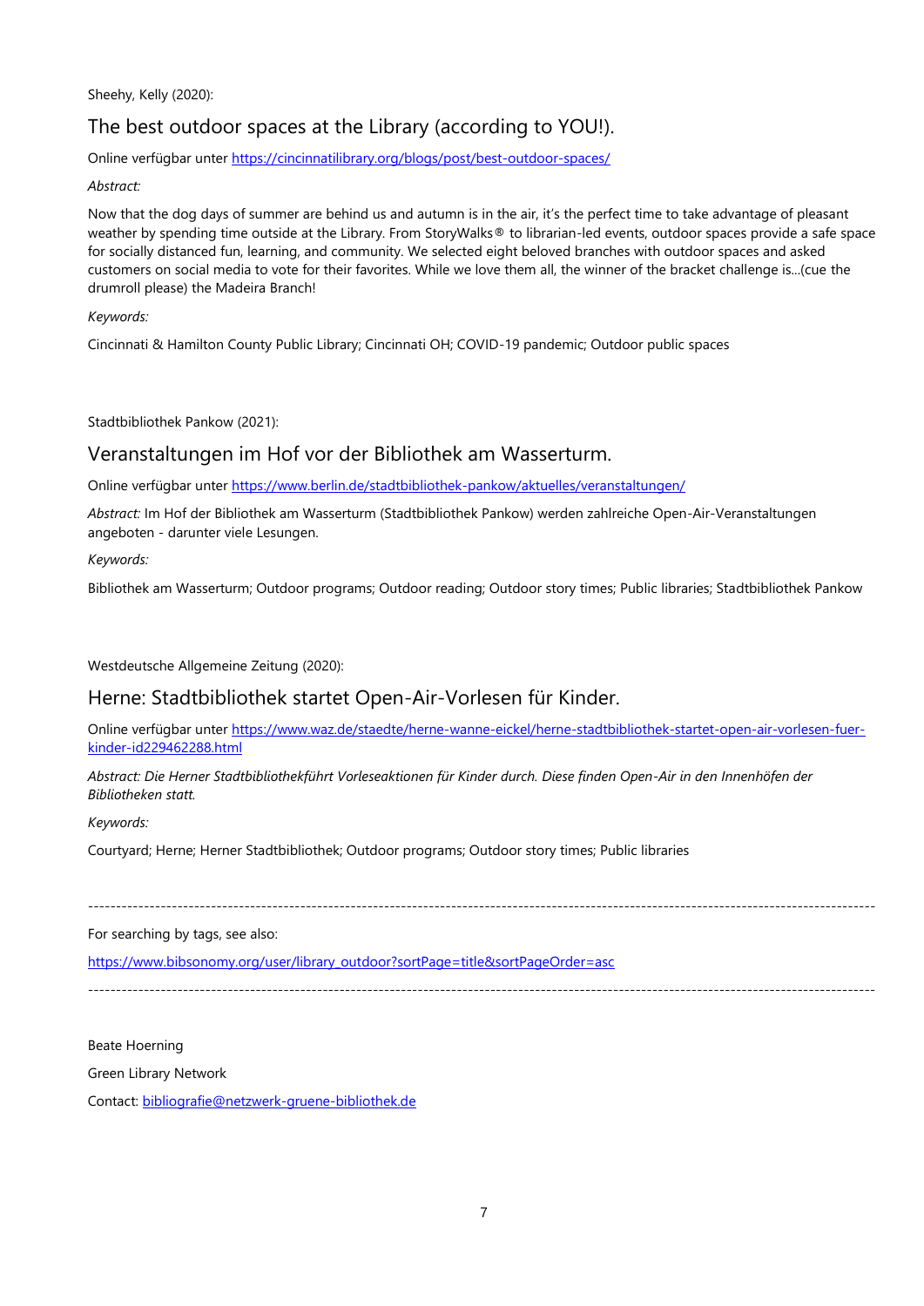Sheehy, Kelly (2020):

## The best outdoor spaces at the Library (according to YOU!).

Online verfügbar unter https://cincinnatilibrary.org/blogs/post/best-outdoor-spaces/

*Abstract:*

Now that the dog days of summer are behind us and autumn is in the air, it's the perfect time to take advantage of pleasant weather by spending time outside at the Library. From StoryWalks® to librarian-led events, outdoor spaces provide a safe space for socially distanced fun, learning, and community. We selected eight beloved branches with outdoor spaces and asked customers on social media to vote for their favorites. While we love them all, the winner of the bracket challenge is...(cue the drumroll please) the Madeira Branch!

*Keywords:*

Cincinnati & Hamilton County Public Library; Cincinnati OH; COVID-19 pandemic; Outdoor public spaces

Stadtbibliothek Pankow (2021):

## Veranstaltungen im Hof vor der Bibliothek am Wasserturm.

Online verfügbar unter https://www.berlin.de/stadtbibliothek-pankow/aktuelles/veranstaltungen/

*Abstract:* Im Hof der Bibliothek am Wasserturm (Stadtbibliothek Pankow) werden zahlreiche Open-Air-Veranstaltungen angeboten - darunter viele Lesungen.

*Keywords:*

Bibliothek am Wasserturm; Outdoor programs; Outdoor reading; Outdoor story times; Public libraries; Stadtbibliothek Pankow

Westdeutsche Allgemeine Zeitung (2020):

## Herne: Stadtbibliothek startet Open-Air-Vorlesen für Kinder.

Online verfügbar unter https://www.waz.de/staedte/herne-wanne-eickel/herne-stadtbibliothek-startet-open-air-vorlesen-fuer-kinder-id229462288.html

*Abstract: Die Herner Stadtbibliothekführt Vorleseaktionen für Kinder durch. Diese finden Open-Air in den Innenhöfen der Bibliotheken statt.*

*Keywords:*

Courtyard; Herne; Herner Stadtbibliothek; Outdoor programs; Outdoor story times; Public libraries

---

For searching by tags, see also:

https://www.bibsonomy.org/user/library_outdoor?sortPage=title&sortPageOrder=asc

---

Beate Hoerning

Green Library Network

Contact: bibliografie@netzwerk-gruene-bibliothek.de